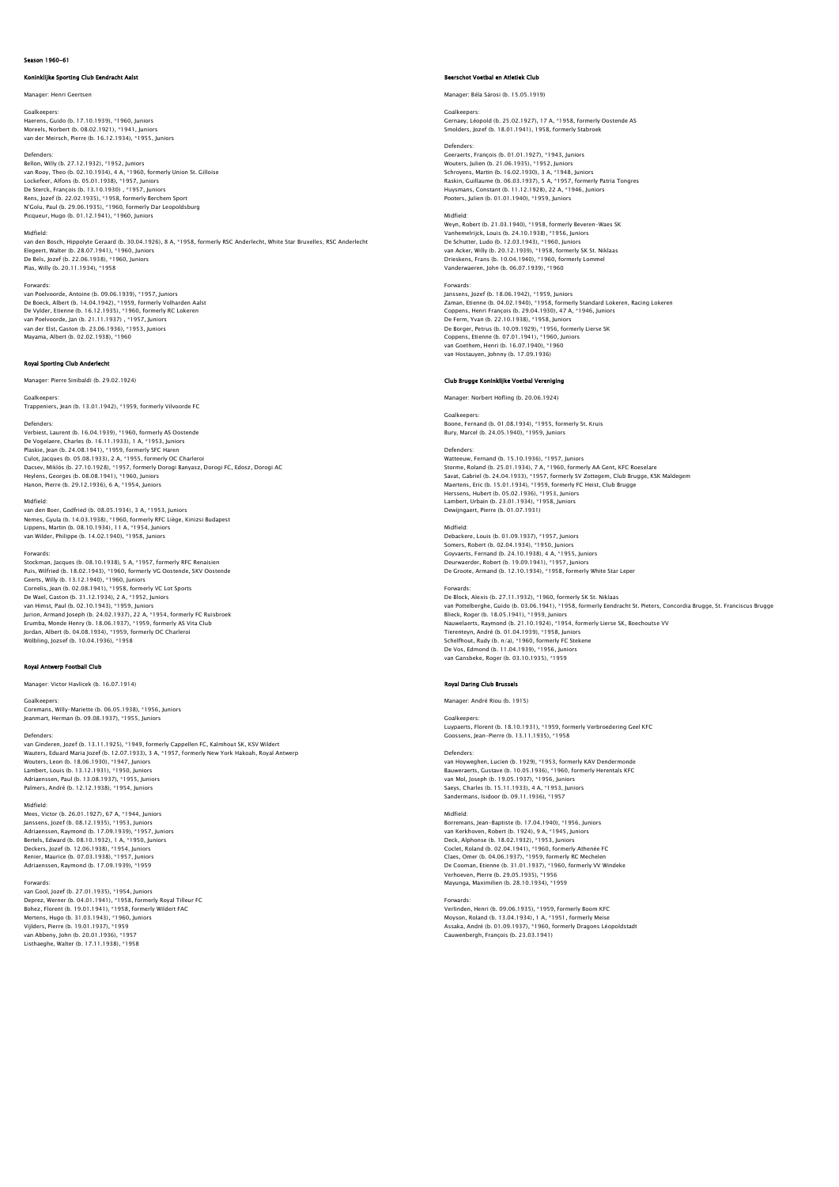# Season 1960–61

## Koninklijke Sporting Club Eendracht Aalst

Manager: Henri Geertsen

Goalkeepers:
Haerens, Guido (b. 17.10.1939), *1960, Juniors
Moreels, Norbert (b. 08.02.1921), *1941, Juniors
van der Meirsch, Pierre (b. 16.12.1934), *1955, Juniors

Defenders:
Bellon, Willy (b. 27.12.1932), *1952, Juniors
van Rooy, Theo (b. 02.10.1934), 4 A, *1960, formerly Union St. Gilloise
Lockefeer, Alfons (b. 05.01.1938), *1957, Juniors
De Sterck, François (b. 13.10.1930) , *1957, Juniors
Rens, Jozef (b. 22.02.1935), *1958, formerly Berchem Sport
N'Golu, Paul (b. 29.06.1935), *1960, formerly Dar Leopoldsburg
Picqueur, Hugo (b. 01.12.1941), *1960, Juniors

Midfield:
van den Bosch, Hippolyte Geraard (b. 30.04.1926), 8 A, *1958, formerly RSC Anderlecht, White Star Bruxelles, RSC Anderlecht
Elegeert, Walter (b. 28.07.1941), *1960, Juniors
De Bels, Jozef (b. 22.06.1938), *1960, Juniors
Plas, Willy (b. 20.11.1934), *1958

Forwards:
van Poelvoorde, Antoine (b. 09.06.1939), *1957, Juniors
De Boeck, Albert (b. 14.04.1942), *1959, formerly Volharden Aalst
De Vylder, Etienne (b. 16.12.1935), *1960, formerly RC Lokeren
van Poelvoorde, Jan (b. 21.11.1937) , *1957, Juniors
van der Elst, Gaston (b. 23.06.1936), *1953, Juniors
Mayama, Albert (b. 02.02.1938), *1960

## Royal Sporting Club Anderlecht

Manager: Pierre Sinibaldi (b. 29.02.1924)

Goalkeepers:
Trappeniers, Jean (b. 13.01.1942), *1959, formerly Vilvoorde FC

Defenders:
Verbiest, Laurent (b. 16.04.1939), *1960, formerly AS Oostende
De Vogelaere, Charles (b. 16.11.1933), 1 A, *1953, Juniors
Plaskie, Jean (b. 24.08.1941), *1959, formerly SFC Haren
Culot, Jacques (b. 05.08.1933), 2 A, *1955, formerly OC Charleroi
Dacsev, Miklós (b. 27.10.1928), *1957, formerly Dorogi Banyasz, Dorogi FC, Edosz, Dorogi AC
Heylens, Georges (b. 08.08.1941), *1960, Juniors
Hanon, Pierre (b. 29.12.1936), 6 A, *1954, Juniors

Midfield:
van den Boer, Godfried (b. 08.05.1934), 3 A, *1953, Juniors
Nemes, Gyula (b. 14.03.1938), *1960, formerly RFC Liège, Kinizsi Budapest
Lippens, Martin (b. 08.10.1934), 11 A, *1954, Juniors
van Wilder, Philippe (b. 14.02.1940), *1958, Juniors

Forwards:
Stockman, Jacques (b. 08.10.1938), 5 A, *1957, formerly RFC Renaisien
Puis, Wilfried (b. 18.02.1943), *1960, formerly VG Oostende, SKV Oostende
Geerts, Willy (b. 13.12.1940), *1960, Juniors
Cornelis, Jean (b. 02.08.1941), *1958, formerly VC Lot Sports
De Wael, Gaston (b. 31.12.1934), 2 A, *1952, Juniors
van Himst, Paul (b. 02.10.1943), *1959, Juniors
Jurion, Armand Joseph (b. 24.02.1937), 22 A, *1954, formerly FC Ruisbroek
Erumba, Monde Henry (b. 18.06.1937), *1959, formerly AS Vita Club
Jordan, Albert (b. 04.08.1934), *1959, formerly OC Charleroi
Wolbling, Jozsef (b. 10.04.1936), *1958

## Royal Antwerp Football Club

Manager: Victor Havlicek (b. 16.07.1914)

Goalkeepers:
Coremans, Willy-Mariette (b. 06.05.1938), *1956, Juniors
Jeanmart, Herman (b. 09.08.1937), *1955, Juniors

Defenders:
van Ginderen, Jozef (b. 13.11.1925), *1949, formerly Cappellen FC, Kalmhout SK, KSV Wildert
Wauters, Eduard Maria Jozef (b. 12.07.1933), 3 A, *1957, formerly New York Hakoah, Royal Antwerp
Wouters, Leon (b. 18.06.1930), *1947, Juniors
Lambert, Louis (b. 13.12.1931), *1950, Juniors
Adriaenssen, Paul (b. 13.08.1937), *1955, Juniors
Palmers, André (b. 12.12.1938), *1954, Juniors

Midfield:
Mees, Victor (b. 26.01.1927), 67 A, *1944, Juniors
Janssens, Jozef (b. 08.12.1935), *1953, Juniors
Adriaenssen, Raymond (b. 17.09.1939), *1957, Juniors
Bertels, Edward (b. 08.10.1932), 1 A, *1950, Juniors
Deckers, Jozef (b. 12.06.1938), *1954, Juniors
Renier, Maurice (b. 07.03.1938), *1957, Juniors
Adriaenssen, Raymond (b. 17.09.1939), *1959

Forwards:
van Gool, Jozef (b. 27.01.1935), *1954, Juniors
Deprez, Werner (b. 04.01.1941), *1958, formerly Royal Tilleur FC
Bohez, Florent (b. 19.01.1941), *1958, formerly Wildert FAC
Mertens, Hugo (b. 31.03.1943), *1960, Juniors
Vijlders, Pierre (b. 19.01.1937), *1959
van Abbeny, John (b. 20.01.1936), *1957
Listhaeghe, Walter (b. 17.11.1938), *1958

## Beerschot Voetbal en Atletiek Club

Manager: Béla Sárosi (b. 15.05.1919)

Goalkeepers:
Gernaey, Léopold (b. 25.02.1927), 17 A, *1958, formerly Oostende AS
Smolders, Jozef (b. 18.01.1941), 1958, formerly Stabroek

Defenders:
Geeraerts, François (b. 01.01.1927), *1943, Juniors
Wouters, Julien (b. 21.06.1935), *1952, Juniors
Schroyens, Martin (b. 16.02.1930), 3 A, *1948, Juniors
Raskin, Guillaume (b. 06.03.1937), 5 A, *1957, formerly Patria Tongres
Huysmans, Constant (b. 11.12.1928), 22 A, *1946, Juniors
Pooters, Julien (b. 01.01.1940), *1959, Juniors

Midfield:
Weyn, Robert (b. 21.03.1940), *1958, formerly Beveren-Waes SK
Vanhemelrijck, Louis (b. 24.10.1938), *1956, Juniors
De Schutter, Ludo (b. 12.03.1943), *1960, Juniors
van Acker, Willy (b. 20.12.1939), *1958, formerly SK St. Niklaas
Drieskens, Frans (b. 10.04.1940), *1960, formerly Lommel
Vanderwaeren, John (b. 06.07.1939), *1960

Forwards:
Janssens, Jozef (b. 18.06.1942), *1959, Juniors
Zaman, Etienne (b. 04.02.1940), *1958, formerly Standard Lokeren, Racing Lokeren
Coppens, Henri François (b. 29.04.1930), 47 A, *1946, Juniors
De Ferm, Yvan (b. 22.10.1938), *1958, Juniors
De Borger, Petrus (b. 10.09.1929), *1956, formerly Lierse SK
Coppens, Etienne (b. 07.01.1941), *1960, Juniors
van Goethem, Henri (b. 16.07.1940), *1960
van Hostauyen, Johnny (b. 17.09.1936)

## Club Brugge Koninklijke Voetbal Vereniging

Manager: Norbert Höfling (b. 20.06.1924)

Goalkeepers:
Boone, Fernand (b. 01.08.1934), *1955, formerly St. Kruis
Bury, Marcel (b. 24.05.1940), *1959, Juniors

Defenders:
Watteeuw, Fernand (b. 15.10.1936), *1957, Juniors
Storme, Roland (b. 25.01.1934), 7 A, *1960, formerly AA Gent, KFC Roeselare
Savat, Gabriel (b. 24.04.1933), *1957, formerly SV Zottegem, Club Brugge, KSK Maldegem
Maertens, Eric (b. 15.01.1934), *1959, formerly FC Heist, Club Brugge
Herssens, Hubert (b. 05.02.1936), *1953, Juniors
Lambert, Urbain (b. 23.01.1934), *1958, Juniors
Dewijngaert, Pierre (b. 01.07.1931)

Midfield:
Debackere, Louis (b. 01.09.1937), *1957, Juniors
Somers, Robert (b. 02.04.1934), *1950, Juniors
Goyvaerts, Fernand (b. 24.10.1938), 4 A, *1955, Juniors
Deurwaerder, Robert (b. 19.09.1941), *1957, Juniors
De Groote, Armand (b. 12.10.1934), *1958, formerly White Star Ieper

Forwards:
De Block, Alexis (b. 27.11.1932), *1960, formerly SK St. Niklaas
van Pottelberghe, Guido (b. 03.06.1941), *1958, formerly Eendracht St. Pieters, Concordia Brugge, St. Franciscus Brugge
Blieck, Roger (b. 18.05.1941), *1959, Juniors
Nauwelaerts, Raymond (b. 21.10.1924), *1954, formerly Lierse SK, Boechoutse VV
Tierenteyn, André (b. 01.04.1939), *1958, Juniors
Schelfhout, Rudy (b. n/a), *1960, formerly FC Stekene
De Vos, Edmond (b. 11.04.1939), *1956, Juniors
van Gansbeke, Roger (b. 03.10.1935), *1959

## Royal Daring Club Brussels

Manager: André Riou (b. 1915)

Goalkeepers:
Luypaerts, Florent (b. 18.10.1931), *1959, formerly Verbroedering Geel KFC
Goossens, Jean-Pierre (b. 13.11.1935), *1958

Defenders:
van Hoyweghen, Lucien (b. 1929), *1953, formerly KAV Dendermonde
Bauweraerts, Gustave (b. 10.05.1936), *1960, formerly Herentals KFC
van Mol, Joseph (b. 19.05.1937), *1956, Juniors
Saeys, Charles (b. 15.11.1933), 4 A, *1953, Juniors
Sandermans, Isidoor (b. 09.11.1936), *1957

Midfield:
Borremans, Jean-Baptiste (b. 17.04.1940), *1956, Juniors
van Kerkhoven, Robert (b. 1924), 9 A, *1945, Juniors
Deck, Alphonse (b. 18.02.1932), *1953, Juniors
Coclet, Roland (b. 02.04.1941), *1960, formerly Athenée FC
Claes, Omer (b. 04.06.1937), *1959, formerly RC Mechelen
De Cooman, Etienne (b. 31.01.1937), *1960, formerly VV Windeke
Verhoeven, Pierre (b. 29.05.1935), *1956
Mayunga, Maximilien (b. 28.10.1934), *1959

Forwards:
Verlinden, Henri (b. 09.06.1935), *1959, formerly Boom KFC
Moyson, Roland (b. 13.04.1934), 1 A, *1951, formerly Meise
Assaka, André (b. 01.09.1937), *1960, formerly Dragons Léopoldstadt
Cauwenbergh, François (b. 23.03.1941)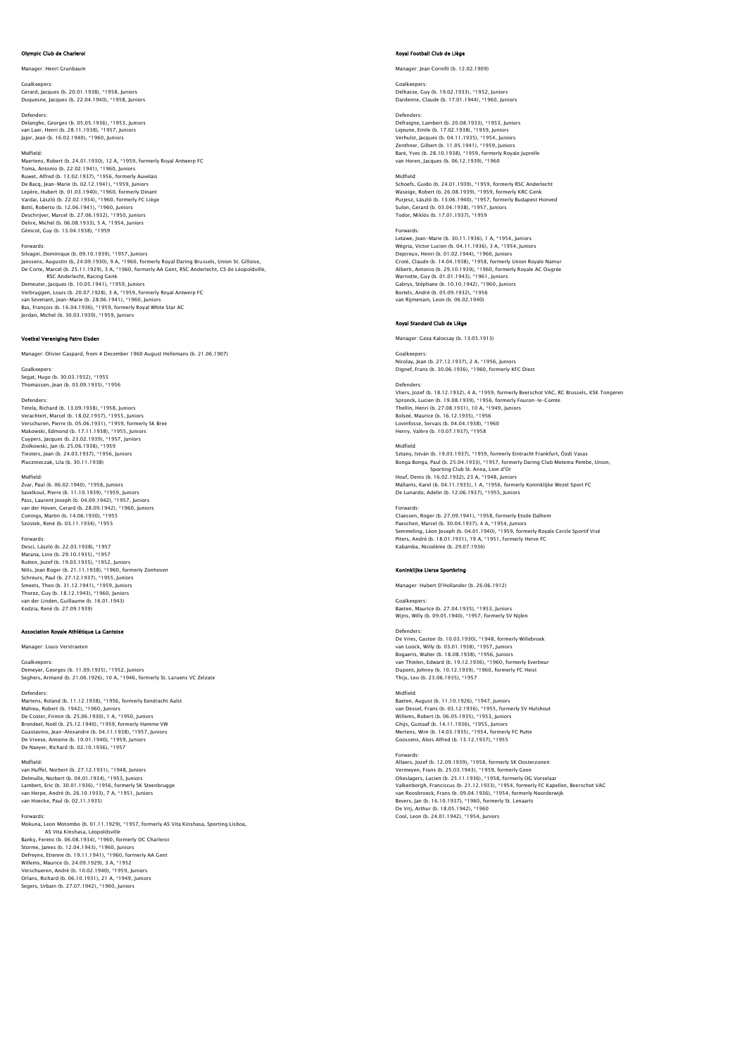## Olympic Club de Charleroi

Manager: Henri Grunbaum

Goalkeepers:
Gerard, Jacques (b. 20.01.1938), *1958, Juniors
Duquesne, Jacques (b. 22.04.1940), *1958, Juniors

Defenders:
Delanghe, Georges (b. 05.05.1936), *1953, Juniors
van Laer, Henri (b. 28.11.1938), *1957, Juniors
Jajor, Jean (b. 16.02.1940), *1960, Juniors

Midfield:
Maertens, Robert (b. 24.01.1930), 12 A, *1959, formerly Royal Antwerp FC
Toma, Antonio (b. 22.02.1941), *1960, Juniors
Ruwet, Alfred (b. 13.02.1937), *1956, formerly Auvelais
De Bacq, Jean-Marie (b. 02.12.1941), *1959, Juniors
Lepère, Hubert (b. 01.03.1940), *1960, formerly Dinant
Vardai, László (b. 22.02.1934), *1960, formerly FC Liège
Botti, Roberto (b. 12.06.1941), *1960, Juniors
Deschrijver, Marcel (b. 27.06.1932), *1950, Juniors
Delire, Michel (b. 06.08.1933), 5 A, *1954, Juniors
Génicot, Guy (b. 13.04.1938), *1959

Forwards:
Silvagni, Dominique (b. 09.10.1939), *1957, Juniors
Janssens, Augustin (b. 24.09.1930), 9 A, *1960, formerly Royal Daring Brussels, Union St. Gilloise,
De Corte, Marcel (b. 25.11.1929), 3 A, *1960, formerly AA Gent, RSC Anderlecht, CS de Léopoldville, RSC Anderlecht, Racing Genk
Demeuter, Jacques (b. 10.05.1941), *1959, Juniors
Verbruggen, Louis (b. 20.07.1928), 3 A, *1959, formerly Royal Antwerp FC
van Sevenant, Jean-Marie (b. 28.06.1941), *1960, Juniors
Bas, François (b. 16.04.1936), *1959, formerly Royal White Star AC
Jordan, Michel (b. 30.03.1939), *1959, Juniors

## Voetbal Vereniging Patro Eisden

Manager: Olivier Gaspard, from 4 December 1960 August Hellemans (b. 21.06.1907)

Goalkeepers:
Segat, Hugo (b. 30.03.1932), *1955
Thomassen, Jean (b. 03.09.1935), *1956

Defenders:
Tetela, Richard (b. 13.09.1938), *1958, Juniors
Verachtert, Marcel (b. 18.02.1937), *1955, Juniors
Verschuren, Pierre (b. 05.06.1931), *1959, formerly SK Bree
Makowski, Edmond (b. 17.11.1938), *1955, Juniors
Cuypers, Jacques (b. 23.02.1939), *1957, Juniors
Ziolkowski, Jan (b. 25.06.1938), *1959
Tiesters, Jean (b. 24.03.1937), *1956, Juniors
Pluczniеczak, Lila (b. 30.11.1938)

Midfield:
Zvar, Paul (b. 06.02.1940), *1958, Juniors
Savelkoul, Pierre (b. 11.10.1939), *1959, Juniors
Pass, Laurent Joseph (b. 04.09.1942), *1957, Juniors
van der Hoven, Gerard (b. 28.09.1942), *1960, Juniors
Conings, Martin (b. 14.06.1930), *1955
Szostek, René (b. 03.11.1934), *1955

Forwards:
Desci, László (b. 22.03.1938), *1957
Marana, Lino (b. 29.10.1935), *1957
Rutten, Jozef (b. 19.03.1935), *1952, Juniors
Nilis, Jean Roger (b. 21.11.1938), *1960, formerly Zonhoven
Schreurs, Paul (b. 27.12.1937), *1955, Juniors
Smeets, Theo (b. 31.12.1941), *1959, Juniors
Thorez, Guy (b. 18.12.1943), *1960, Juniors
van der Linden, Guillaume (b. 16.01.1943)
Kedzia, René (b. 27.09.1939)

## Association Royale Athlétique La Gantoise

Manager: Louis Verstraeten

Goalkeepers:
Demeyer, Georges (b. 11.09.1935), *1952, Juniors
Seghers, Armand (b. 21.06.1926), 10 A, *1946, formerly St. Laruens VC Zelzate

Defenders:
Martens, Roland (b. 11.12.1938), *1956, formerly Eendracht Aalst
Mahieu, Robert (b. 1942), *1960, Juniors
De Coster, Firmin (b. 25.06.1930), 1 A, *1950, Juniors
Brondeel, Noël (b. 25.12.1940), *1959, formerly Hamme VW
Guastavino, Jean-Alexandre (b. 04.11.1938), *1957, Juniors
De Vreese, Antoine (b. 10.01.1940), *1959, Juniors
De Naeyer, Richard (b. 02.10.1936), *1957

Midfield:
van Huffel, Norbert (b. 27.12.1931), *1948, Juniors
Delmulle, Norbert (b. 04.01.1934), *1953, Juniors
Lambert, Eric (b. 30.01.1936), *1956, formerly SK Steenbrugge
van Herpe, André (b. 26.10.1933), 7 A, *1951, Juniors
van Hoecke, Paul (b. 02.11.1935)

Forwards:
Mokuna, Leon Motombo (b. 01.11.1929), *1957, formerly AS Vita Kinshasa, Sporting Lisboa, AS Vita Kinshasa, Léopoldsville
Banky, Ferenc (b. 06.08.1934), *1960, formerly OC Charleroi
Storme, James (b. 12.04.1943), *1960, Juniors
Defreyne, Etienne (b. 19.11.1941), *1960, formerly AA Gent
Willems, Maurice (b. 24.09.1929), 3 A, *1952
Verschueren, André (b. 10.02.1940), *1959, Juniors
Orlans, Richard (b. 06.10.1931), 21 A, *1949, Juniors
Segers, Urbain (b. 27.07.1942), *1960, Juniors

## Royal Football Club de Liège

Manager: Jean Cornilli (b. 12.02.1909)

Goalkeepers:
Delhasse, Guy (b. 19.02.1933), *1952, Juniors
Dardenne, Claude (b. 17.01.1944), *1960, Juniors

Defenders:
Defraigne, Lambert (b. 20.08.1933), *1953, Juniors
Lejeune, Emile (b. 17.02.1938), *1959, Juniors
Verhulst, Jacques (b. 04.11.1935), *1954, Juniors
Zenthner, Gilbert (b. 11.05.1941), *1959, Juniors
Baré, Yves (b. 28.10.1938), *1959, formerly Royale Juprelle
van Horen, Jacques (b. 06.12.1939), *1960

Midfield:
Schoefs, Guido (b. 24.01.1939), *1959, formerly RSC Anderlecht
Waseige, Robert (b. 26.08.1939), *1959, formerly KRC Genk
Purjesz, László (b. 13.06.1940), *1957, formerly Budapest Honved
Sulon, Gerard (b. 03.04.1938), *1957, Juniors
Todor, Miklós (b. 17.01.1937), *1959

Forwards:
Letawe, Jean-Marie (b. 30.11.1936), 1 A, *1954, Juniors
Wégria, Victor Lucien (b. 04.11.1936), 3 A, *1954, Juniors
Depireux, Henri (b. 01.02.1944), *1960, Juniors
Croté, Claude (b. 14.04.1938), *1958, formerly Union Royale Namur
Alberti, Antonio (b. 29.10.1939), *1960, formerly Royale AC Ougrée
Warnotte, Guy (b. 01.01.1943), *1961, Juniors
Gabrys, Stéphane (b. 10.10.1942), *1960, Juniors
Bortels, André (b. 05.09.1932), *1956
van Rijmenam, Leon (b. 06.02.1940)

## Royal Standard Club de Liège

Manager: Geza Kalocsay (b. 13.05.1913)

Goalkeepers:
Nicolay, Jean (b. 27.12.1937), 2 A, *1956, Juniors
Dignef, Frans (b. 30.06.1936), *1960, formerly KFC Diest

Defenders:
Vliers, Jozef (b. 18.12.1932), 4 A, *1959, formerly Beerschot VAC, RC Brussels, KSK Tongeren
Spronck, Lucien (b. 19.08.1939), *1956, formerly Fouron-le-Comte
Thellin, Henri (b. 27.08.1931), 10 A, *1949, Juniors
Bolseé, Maurice (b. 16.12.1935), *1956
Lovinfosse, Servais (b. 04.04.1938), *1960
Henry, Valère (b. 10.07.1937), *1958

Midfield:
Sztany, István (b. 19.03.1937), *1959, formerly Eintracht Frankfurt, Ózdi Vasas
Bonga Bonga, Paul (b. 25.04.1933), *1957, formerly Daring Club Motema Pembe, Union, Sporting Club St. Anna, Lion d'Or
Houf, Denis (b. 16.02.1932), 23 A, *1948, Juniors
Mallants, Karel (b. 04.11.1935), 1 A, *1956, formerly Koninklijke Wezel Sport FC
De Lunardo, Adelin (b. 12.06.1937), *1955, Juniors

Forwards:
Claessen, Roger (b. 27.09.1941), *1958, formerly Etoile Dalhem
Paeschen, Marcel (b. 30.04.1937), 4 A, *1954, Juniors
Semmeling, Léon Joseph (b. 04.01.1940), *1959, formerly Royale Cercle Sportif Visé
Piters, André (b. 18.01.1931), 19 A, *1951, formerly Herve FC
Kabamba, Nicodème (b. 29.07.1936)

## Koninklijke Lierse Sportkring

Manager: Hubert D'Hollander (b. 26.06.1912)

Goalkeepers:
Baeten, Maurice (b. 27.04.1935), *1953, Juniors
Wijns, Willy (b. 09.05.1940), *1957, formerly SV Nijlen

Defenders:
De Vries, Gaston (b. 10.03.1930), *1948, formerly Willebroek
van Loock, Willy (b. 03.01.1938), *1957, Juniors
Bogaerts, Walter (b. 18.08.1938), *1956, Juniors
van Thielen, Edward (b. 19.12.1936), *1960, formerly Everbeur
Dupont, Johnny (b. 10.12.1939), *1960, formerly FC Heist
Thijs, Leo (b. 23.06.1935), *1957

Midfield:
Baeten, August (b. 11.10.1926), *1947, Juniors
van Dessel, Frans (b. 03.12.1936), *1955, formerly SV Hulshout
Willems, Robert (b. 06.05.1935), *1953, Juniors
Ghijs, Gustaaf (b. 14.11.1936), *1955, Juniors
Mertens, Wim (b. 14.03.1935), *1954, formerly FC Putte
Goossens, Alois Alfred (b. 13.12.1937), *1955

Forwards:
Allaers, Jozef (b. 12.09.1939), *1958, formerly SK Oosterzonen
Vermeyen, Frans (b. 25.03.1943), *1959, formerly Geen
Olieslagers, Lucien (b. 25.11.1936), *1958, formerly OG Vorselaar
Valkenborgh, Franciscus (b. 21.12.1933), *1954, formerly FC Kapellen, Beerschot VAC
van Roosbroeck, Frans (b. 09.04.1936), *1954, formerly Noorderwijk
Bevers, Jan (b. 16.10.1937), *1960, formerly St. Lenaarts
De Vrij, Arthur (b. 18.05.1942), *1960
Cool, Leon (b. 24.01.1942), *1954, Juniors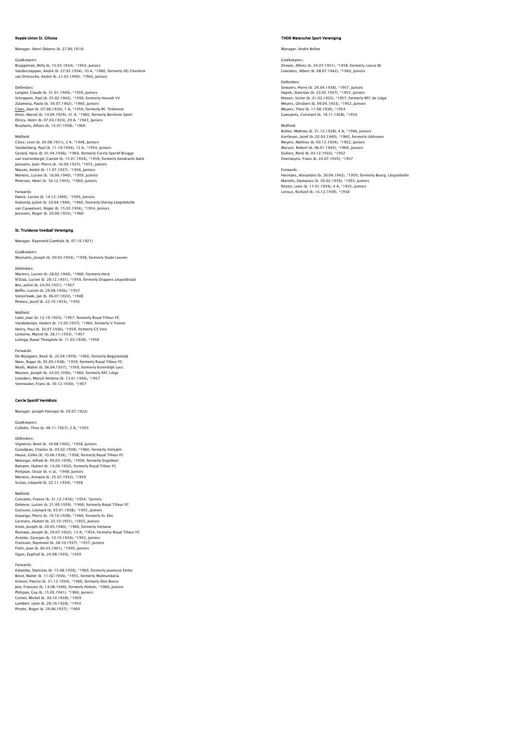## Royale Union St. Gilloise

Manager: Henri Dekens (b. 27.06.1914)

Goalkeepers:
Bruggeman, Willy (b. 15.03.1934), *1954, Juniors
Vanderstappen, André (b. 27.03.1934), 10 A, *1960, formerly OG Charleroi
van Driessche, André (b. 21.03.1940), *1960, Juniors

Defenders:
Langlet, Claude (b. 31.01.1940), *1959, Juniors
Schraepen, Paul (b. 25.02.1942), *1959, formerly Hasselt VV
Zalamena, Paolo (b. 30.07.1942), *1960, Juniors
Claes, Jean (b. 07.08.1934), 1 A, *1959, formerly RC Tirlemont
Dries, Marcel (b. 14.09.1929), 31 A, *1960, formerly Berchem Sport
Diricx, Henri (b. 07.03.1933), 29 A, *1943, Juniors
Bruylants, Alfons (b. 13.07.1938), *1960

Midfield:
Close, Leon (b. 20.08.1931), 2 A, *1948, Juniors
Vandenberg, Paul (b. 11.10.1936), 12 A, *1954, Juniors
Gerard, Hans (b. 01.04.1936), *1960, formerly Cercle Sportif Brugge
van Vaerenbergh, Camiel (b. 15.01.1934), *1959, formerly Eendracht Aalst
Janssens, Jean-Pierre (b. 16.09.1937), *1953, Juniors
Masset, André (b. 11.07.1937), *1956, Juniors
Mertens, Lucien (b. 16.06.1940), *1959, Juniors
Petersen, Henri (b. 16.12.1943), *1960, Juniors

Forwards:
Haeck, Lucien (b. 14.12.1940), *1959, Juniors
Kialunda, Julien (b. 24.04.1940), *1960, formerly Daring Léopoldville
van Cauwelaert, Roger (b. 15.03.1934), *1954, Juniors
Janssens, Roger (b. 20.06.1935), *1960

## St. Truidense Voetball Vereniging

Manager: Raymond Goethals (b. 07.10.1921)

Goalkeepers:
Weynants, Joseph (b. 09.03.1934), *1958, formerly Stade Leuven

Defenders:
Martens, Lucien (b. 28.02.1940), *1960, formerly Herk
N'Dala, Lucien (b. 28.12.1931), *1959, formerly Dragons Léopoldstad
Bex, Julien (b. 24.04.1931), *1957
Boffin, Lucien (b. 29.08.1936), *1957
Vanoirbeek, Jan (b. 06.07.1922), *1948
Peeters, Jozef (b. 22.10.1933), *1954

Midfield:
Latet, Jean (b. 12.10.1933), *1957, formerly Royal Tilleur FC
Vandedempt, Hubert (b. 15.05.1937), *1960, formerly V.Tienen
Henry, Paul (b. 30.07.1936), *1959, formerly CS Visé
Lemoine, Marcel (b. 28.11.1933), *1957
Lolinga, Raoul Théophile (b. 11.03.1939), *1958

Forwards:
De Wijngaert, René (b. 25.04.1939), *1960, formerly Begijnendijk
Maes, Roger (b. 05.09.1938), *1959, formerly Royal Tilleur FC
Neefs, Walter (b. 06.04.1937), *1959, formerly Koninklijk Lyra
Meynen, Joseph (b. 24.03.1936), *1960, formerly RFC Liège
Leenders, Marcel Antoine (b. 13.01.1936), *1957
Vermeulen, Frans (b. 30.12.1930), *1957

## Cercle Sportif Verviétois

Manager: Joseph Pannaye (b. 29.07.1922)

Goalkeepers:
Collette, Theo (b. 06.11.1927), 2 A, *1955

Defenders:
Vigneron, René (b. 18.08.1942), *1958, Juniors
Grandjean, Charles (b. 03.02.1938), *1960, formerly Vielsalm
Heuse, Gilles (b. 10.06.1936), *1958, formerly Royal Tilleur FC
Mulongo, Alfred (b. 09.03.1939), *1958, formerly Engelbert
Rampen, Hubert (b. 14.06.1932), formerly Royal Tilleur FC
Petitjean, Oscar (b. n/a), *1948, Juniors
Mertens, Armand (b. 25.07.1932), *1959
Scolas, Léopold (b. 22.11.1934), *1956

Midfield:
Concatto, Franco (b. 31.12.1934), *1954, *Juniors
Debèvre, Lucien (b. 21.09.1939), *1960, formerly Royal Tilleur FC
Gorissen, Leonard (b. 03.01.1938), *1955, Juniors
Kasongo, Pierre (b. 10.10.1938), *1960, formerly St. Eloi
Lormans, Hubert (b. 22.10.1931), *1955, Juniors
Kinet, Joseph (b. 20.05.1940), *1960, formerly Verlaine
Pannaye, Joseph (b. 29.07.1922), 13 A, *1954, formerly Royal Tilleur FC
Arnotte, Georges (b. 10.10.1934), *1952, Juniors
Franssen, Raymond (b. 28.10.1937), *1957, Juniors
Fluhr, Jean (b. 06.03.1941), *1959, Juniors
Ogon, Zygfryd (b. 24.08.1935), *1959

Forwards:
Kalamba, Stanislas (b. 15.08.1930), *1960, formerly Jeunesse Embo
Binot, Walter (b. 11.02.1936), *1955, formerly Malmundaria
Kimoni, Patrice (b. 31.12.1934), *1960, formerly Don Bosco
Joie, François (b. 14.08.1940), formerly Hotton, *1960, Juniors
Philippe, Guy (b. 15.05.1941), *1960, Juniors
Corteil, Michel (b. 30.10.1938), *1959
Lambert, Léon (b. 28.10.1928), *1954
Pirotte, Roger (b. 29.06.1937), *1960

## THOR Waterschei Sport Vereniging

Manager: André Bollen

Goalkeepers:
Dresen, Alfons (b. 24.07.1931), *1958, formerly Lierse SK
Loenders, Albert (b. 08.07.1942), *1960, Juniors

Defenders:
Smeyers, Pierre (b. 24.04.1938), *1957, Juniors
Hapek, Stanislas (b. 23.05.1937), *1955, Juniors
Niesen, Victor (b. 31.03.1935), *1957, formerly RFC de Liège
Meyers, Ghisbert (b. 09.04.1933), *1952, Juniors
Meyers, Theo (b. 11.08.1930), *1954
Goevaerts, Constant (b. 18.11.1928), *1954

Midfield:
Bollen, Mathieu (b. 31.12.1928), 4 A, *1946, Juniors
Kortleven, Jozef (b. 02.03.1940), *1960, formerly Uikhoven
Meyers, Mathieu (b. 03.12.1934), *1952, Juniors
Warson, Robert (b. 06.01.1942), *1960, Juniors
Dullers, René (b. 03.12.1932), *1952
Oversteyns, Frans (b. 24.07.1935), *1957

Forwards:
Hermans, Alexandre (b. 26.04.1942), *1959, formerly Bourg. Léopoldville
Mantels, Damasius (b. 20.02.1939), *1955, Juniors
Ritzen, Leon (b. 17.01.1939), 4 A, *1955, Juniors
Leroux, Richard (b. 14.12.1939), *1958